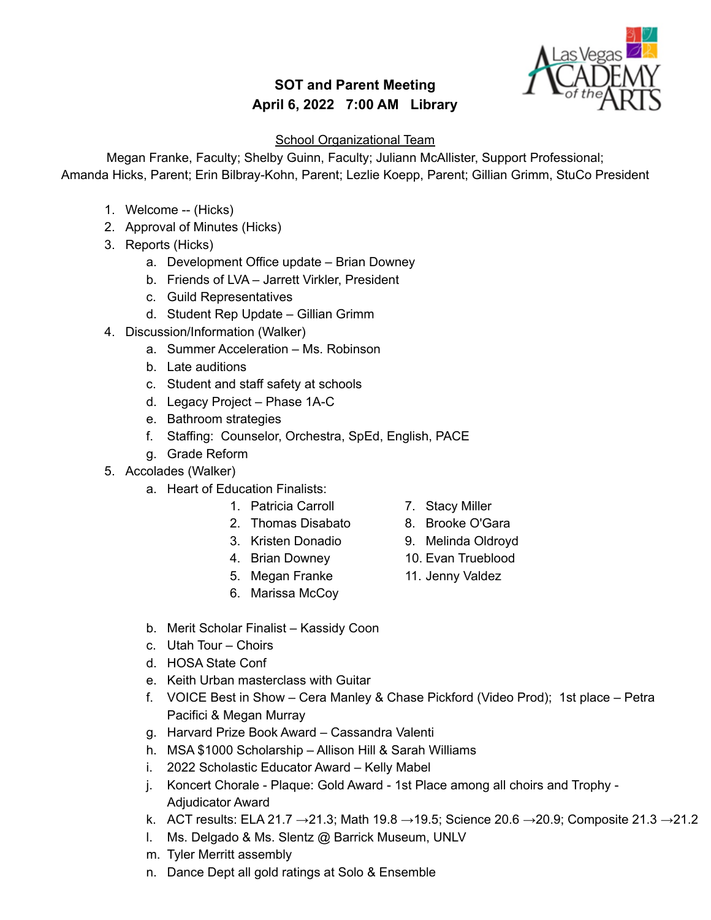# SOT and Parent Meeting

**April 6, 2022 7:00 AM Library**

School Organizational Team

Megan Franke, Faculty; Shelby Guinn, Faculty; Juliann McAllister, Support Professional; Amanda Hicks, Parent; Erin Bilbray-Kohn, Parent; Lezlie Koepp, Parent; Gillian Grimm, StuCo President

1. Welcome -- (Hicks)
2. Approval of Minutes (Hicks)
3. Reports (Hicks)
   a. Development Office update – Brian Downey
   b. Friends of LVA – Jarrett Virkler, President
   c. Guild Representatives
   d. Student Rep Update – Gillian Grimm
4. Discussion/Information (Walker)
   a. Summer Acceleration – Ms. Robinson
   b. Late auditions
   c. Student and staff safety at schools
   d. Legacy Project – Phase 1A-C
   e. Bathroom strategies
   f. Staffing: Counselor, Orchestra, SpEd, English, PACE
   g. Grade Reform
5. Accolades (Walker)
   a. Heart of Education Finalists:
      1. Patricia Carroll
      2. Thomas Disabato
      3. Kristen Donadio
      4. Brian Downey
      5. Megan Franke
      6. Marissa McCoy
      7. Stacy Miller
      8. Brooke O'Gara
      9. Melinda Oldroyd
      10. Evan Trueblood
      11. Jenny Valdez
   b. Merit Scholar Finalist – Kassidy Coon
   c. Utah Tour – Choirs
   d. HOSA State Conf
   e. Keith Urban masterclass with Guitar
   f. VOICE Best in Show – Cera Manley & Chase Pickford (Video Prod); 1st place – Petra Pacifici & Megan Murray
   g. Harvard Prize Book Award – Cassandra Valenti
   h. MSA $1000 Scholarship – Allison Hill & Sarah Williams
   i. 2022 Scholastic Educator Award – Kelly Mabel
   j. Koncert Chorale - Plaque: Gold Award - 1st Place among all choirs and Trophy - Adjudicator Award
   k. ACT results: ELA 21.7 →21.3; Math 19.8 →19.5; Science 20.6 →20.9; Composite 21.3 →21.2
   l. Ms. Delgado & Ms. Slentz @ Barrick Museum, UNLV
   m. Tyler Merritt assembly
   n. Dance Dept all gold ratings at Solo & Ensemble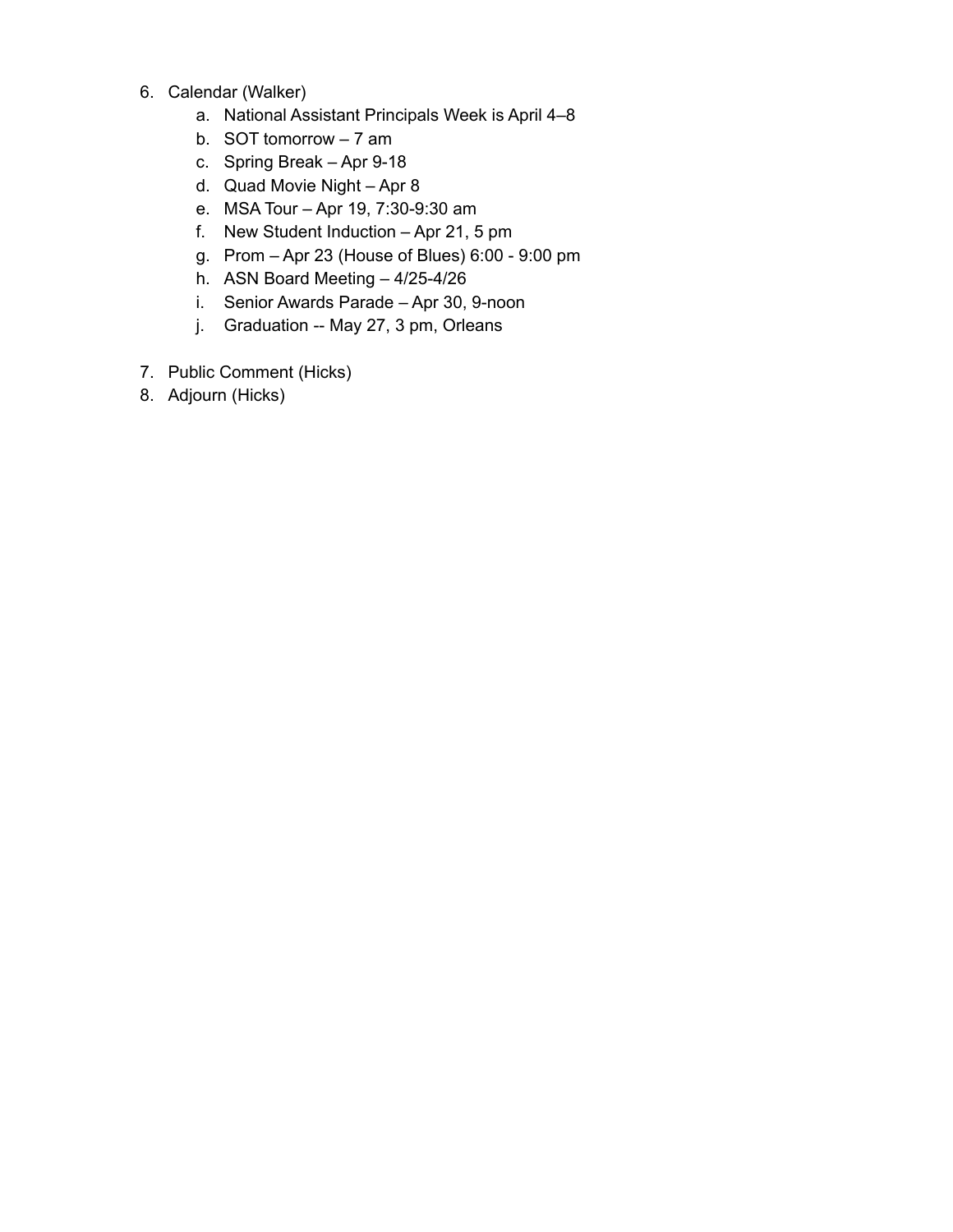6. Calendar (Walker)
   a. National Assistant Principals Week is April 4–8
   b. SOT tomorrow – 7 am
   c. Spring Break – Apr 9-18
   d. Quad Movie Night – Apr 8
   e. MSA Tour – Apr 19, 7:30-9:30 am
   f. New Student Induction – Apr 21, 5 pm
   g. Prom – Apr 23 (House of Blues) 6:00 - 9:00 pm
   h. ASN Board Meeting – 4/25-4/26
   i. Senior Awards Parade – Apr 30, 9-noon
   j. Graduation -- May 27, 3 pm, Orleans

7. Public Comment (Hicks)
8. Adjourn (Hicks)